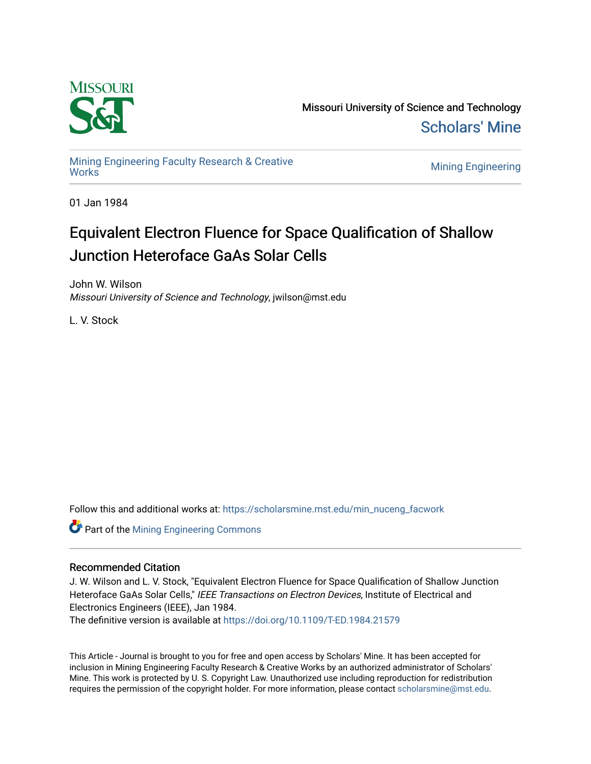Missouri University of Science and Technology

Scholars' Mine

Mining Engineering Faculty Research & Creative Works

Mining Engineering

01 Jan 1984

# Equivalent Electron Fluence for Space Qualification of Shallow Junction Heteroface GaAs Solar Cells

John W. Wilson
*Missouri University of Science and Technology*, jwilson@mst.edu

L. V. Stock

Follow this and additional works at: https://scholarsmine.mst.edu/min_nuceng_facwork

Part of the Mining Engineering Commons

## Recommended Citation

J. W. Wilson and L. V. Stock, "Equivalent Electron Fluence for Space Qualification of Shallow Junction Heteroface GaAs Solar Cells," *IEEE Transactions on Electron Devices*, Institute of Electrical and Electronics Engineers (IEEE), Jan 1984.
The definitive version is available at https://doi.org/10.1109/T-ED.1984.21579

This Article - Journal is brought to you for free and open access by Scholars' Mine. It has been accepted for inclusion in Mining Engineering Faculty Research & Creative Works by an authorized administrator of Scholars' Mine. This work is protected by U. S. Copyright Law. Unauthorized use including reproduction for redistribution requires the permission of the copyright holder. For more information, please contact scholarsmine@mst.edu.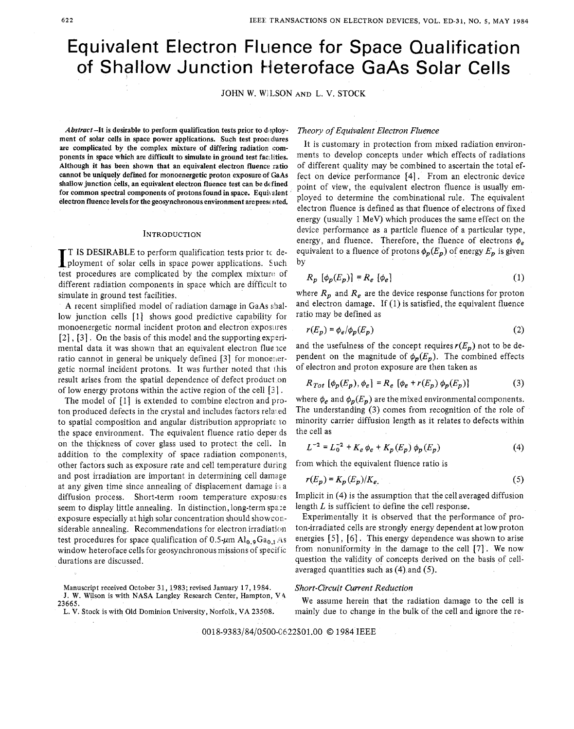# Equivalent Electron Fluence for Space Qualification of Shallow Junction Heteroface GaAs Solar Cells

JOHN W. WILSON AND L. V. STOCK

***Abstract*—It is desirable to perform qualification tests prior to deployment of solar cells in space power applications. Such test procedures are complicated by the complex mixture of differing radiation components in space which are difficult to simulate in ground test facilities. Although it has been shown that an equivalent electron fluence ratio cannot be uniquely defined for monoenergetic proton exposure of GaAs shallow junction cells, an equivalent electron fluence test can be defined for common spectral components of protons found in space. Equivalent electron fluence levels for the geosynchronous environment are presented.**

## INTRODUCTION

IT IS DESIRABLE to perform qualification tests prior to deployment of solar cells in space power applications. Such test procedures are complicated by the complex mixture of different radiation components in space which are difficult to simulate in ground test facilities.

A recent simplified model of radiation damage in GaAs shallow junction cells [1] shows good predictive capability for monoenergetic normal incident proton and electron exposures [2], [3]. On the basis of this model and the supporting experimental data it was shown that an equivalent electron fluence ratio cannot in general be uniquely defined [3] for monoenergetic normal incident protons. It was further noted that this result arises from the spatial dependence of defect production of low energy protons within the active region of the cell [3].

The model of [1] is extended to combine electron and proton produced defects in the crystal and includes factors related to spatial composition and angular distribution appropriate to the space environment. The equivalent fluence ratio depends on the thickness of cover glass used to protect the cell. In addition to the complexity of space radiation components, other factors such as exposure rate and cell temperature during and post irradiation are important in determining cell damage at any given time since annealing of displacement damage is a diffusion process. Short-term room temperature exposures seem to display little annealing. In distinction, long-term space exposure especially at high solar concentration should show considerable annealing. Recommendations for electron irradiation test procedures for space qualification of 0.5-$\mu$m $Al_{0.9}Ga_{0.1}As$ window heteroface cells for geosynchronous missions of specific durations are discussed.

Manuscript received October 31, 1983; revised January 17, 1984.

J. W. Wilson is with NASA Langley Research Center, Hampton, VA 23665.

L. V. Stock is with Old Dominion University, Norfolk, VA 23508.

### *Theory of Equivalent Electron Fluence*

It is customary in protection from mixed radiation environments to develop concepts under which effects of radiations of different quality may be combined to ascertain the total effect on device performance [4]. From an electronic device point of view, the equivalent electron fluence is usually employed to determine the combinational rule. The equivalent electron fluence is defined as that fluence of electrons of fixed energy (usually 1 MeV) which produces the same effect on the device performance as a particle fluence of a particular type, energy, and fluence. Therefore, the fluence of electrons $\phi_e$ equivalent to a fluence of protons $\phi_p(E_p)$ of energy $E_p$ is given by

$$R_p\,[\phi_p(E_p)] = R_e\,[\phi_e] \tag{1}$$

where $R_p$ and $R_e$ are the device response functions for proton and electron damage. If (1) is satisfied, the equivalent fluence ratio may be defined as

$$r(E_p) = \phi_e / \phi_p(E_p) \tag{2}$$

and the usefulness of the concept requires $r(E_p)$ not to be dependent on the magnitude of $\phi_p(E_p)$. The combined effects of electron and proton exposure are then taken as

$$R_{Tot}\,[\phi_p(E_p), \phi_e] = R_e\,[\phi_e + r(E_p)\,\phi_p(E_p)] \tag{3}$$

where $\phi_e$ and $\phi_p(E_p)$ are the mixed environmental components. The understanding (3) comes from recognition of the role of minority carrier diffusion length as it relates to defects within the cell as

$$L^{-2} = L_0^{-2} + K_e\,\phi_e + K_p(E_p)\,\phi_p(E_p) \tag{4}$$

from which the equivalent fluence ratio is

$$r(E_p) = K_p(E_p)/K_e. \tag{5}$$

Implicit in (4) is the assumption that the cell averaged diffusion length $L$ is sufficient to define the cell response.

Experimentally it is observed that the performance of proton-irradiated cells are strongly energy dependent at low proton energies [5], [6]. This energy dependence was shown to arise from nonuniformity in the damage to the cell [7]. We now question the validity of concepts derived on the basis of cell-averaged quantities such as (4) and (5).

### *Short-Circuit Current Reduction*

We assume herein that the radiation damage to the cell is mainly due to change in the bulk of the cell and ignore the re-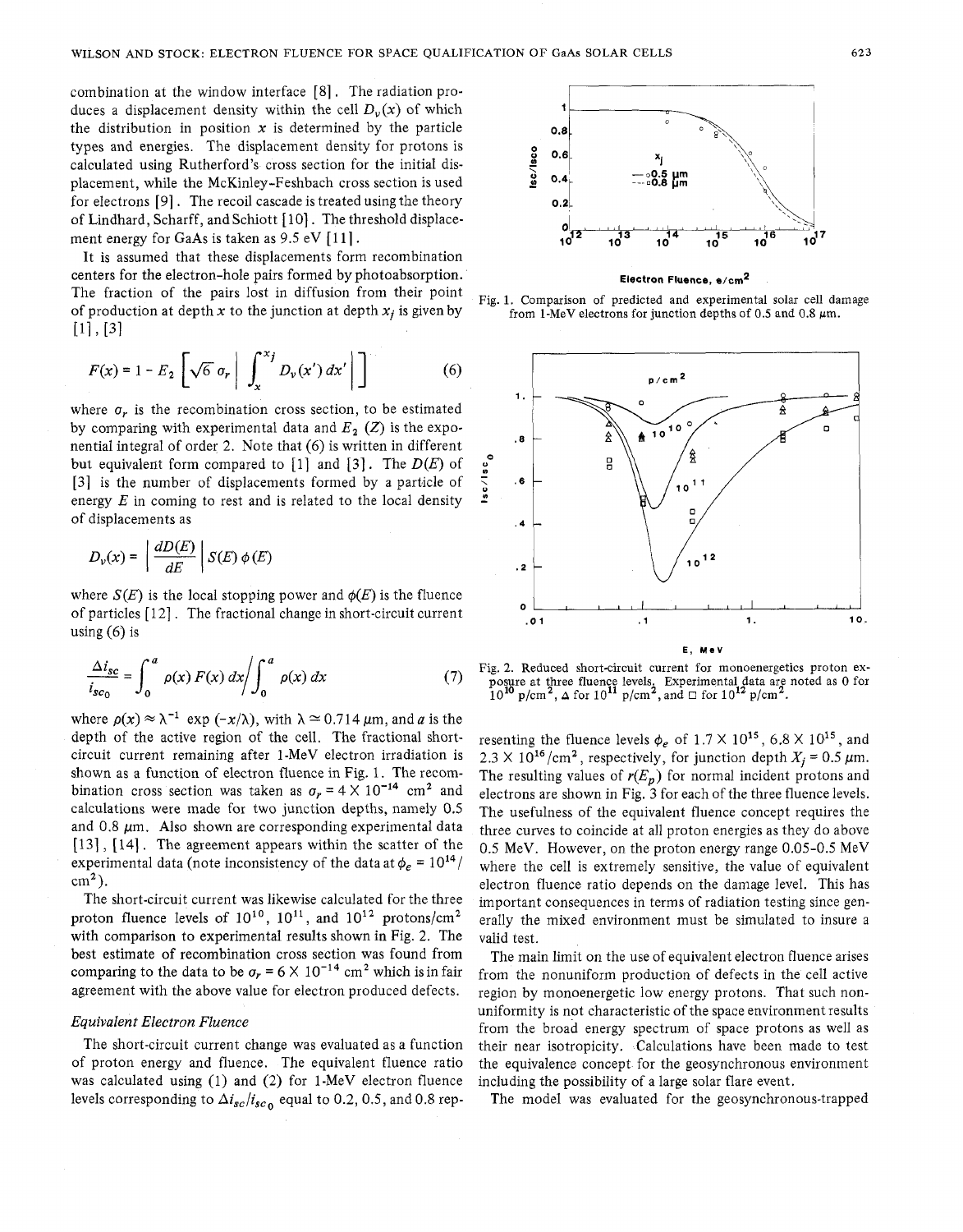combination at the window interface [8]. The radiation produces a displacement density within the cell $D_v(x)$ of which the distribution in position $x$ is determined by the particle types and energies. The displacement density for protons is calculated using Rutherford's cross section for the initial displacement, while the McKinley-Feshbach cross section is used for electrons [9]. The recoil cascade is treated using the theory of Lindhard, Scharff, and Schiott [10]. The threshold displacement energy for GaAs is taken as 9.5 eV [11].

It is assumed that these displacements form recombination centers for the electron-hole pairs formed by photoabsorption. The fraction of the pairs lost in diffusion from their point of production at depth $x$ to the junction at depth $x_j$ is given by [1], [3]

$$F(x) = 1 - E_2 \left[ \sqrt{6}\, \sigma_r \left| \int_x^{x_j} D_v(x')\, dx' \right| \right] \tag{6}$$

where $\sigma_r$ is the recombination cross section, to be estimated by comparing with experimental data and $E_2$ $(Z)$ is the exponential integral of order 2. Note that (6) is written in different but equivalent form compared to [1] and [3]. The $D(E)$ of [3] is the number of displacements formed by a particle of energy $E$ in coming to rest and is related to the local density of displacements as

$$D_v(x) = \left| \frac{dD(E)}{dE} \right| S(E)\, \phi(E)$$

where $S(E)$ is the local stopping power and $\phi(E)$ is the fluence of particles [12]. The fractional change in short-circuit current using (6) is

$$\frac{\Delta i_{sc}}{i_{sc_0}} = \int_0^a \rho(x)\, F(x)\, dx \Big/ \int_0^a \rho(x)\, dx \tag{7}$$

where $\rho(x) \approx \lambda^{-1} \exp(-x/\lambda)$, with $\lambda \simeq 0.714$ µm, and $a$ is the depth of the active region of the cell. The fractional short-circuit current remaining after 1-MeV electron irradiation is shown as a function of electron fluence in Fig. 1. The recombination cross section was taken as $\sigma_r = 4 \times 10^{-14}$ cm$^2$ and calculations were made for two junction depths, namely 0.5 and 0.8 µm. Also shown are corresponding experimental data [13], [14]. The agreement appears within the scatter of the experimental data (note inconsistency of the data at $\phi_e = 10^{14}$/cm$^2$).

The short-circuit current was likewise calculated for the three proton fluence levels of $10^{10}$, $10^{11}$, and $10^{12}$ protons/cm$^2$ with comparison to experimental results shown in Fig. 2. The best estimate of recombination cross section was found from comparing to the data to be $\sigma_r = 6 \times 10^{-14}$ cm$^2$ which is in fair agreement with the above value for electron produced defects.

### Equivalent Electron Fluence

The short-circuit current change was evaluated as a function of proton energy and fluence. The equivalent fluence ratio was calculated using (1) and (2) for 1-MeV electron fluence levels corresponding to $\Delta i_{sc}/i_{sc_0}$ equal to 0.2, 0.5, and 0.8 representing the fluence levels $\phi_e$ of $1.7 \times 10^{15}$, $6.8 \times 10^{15}$, and $2.3 \times 10^{16}$/cm$^2$, respectively, for junction depth $X_j = 0.5$ µm. The resulting values of $r(E_p)$ for normal incident protons and electrons are shown in Fig. 3 for each of the three fluence levels. The usefulness of the equivalent fluence concept requires the three curves to coincide at all proton energies as they do above 0.5 MeV. However, on the proton energy range 0.05–0.5 MeV where the cell is extremely sensitive, the value of equivalent electron fluence ratio depends on the damage level. This has important consequences in terms of radiation testing since generally the mixed environment must be simulated to insure a valid test.

The main limit on the use of equivalent electron fluence arises from the nonuniform production of defects in the cell active region by monoenergetic low energy protons. That such nonuniformity is not characteristic of the space environment results from the broad energy spectrum of space protons as well as their near isotropicity. Calculations have been made to test the equivalence concept for the geosynchronous environment including the possibility of a large solar flare event.

The model was evaluated for the geosynchronous-trapped

Fig. 1. Comparison of predicted and experimental solar cell damage from 1-MeV electrons for junction depths of 0.5 and 0.8 µm.

Fig. 2. Reduced short-circuit current for monoenergetics proton exposure at three fluence levels. Experimental data are noted as 0 for $10^{10}$ p/cm$^2$, Δ for $10^{11}$ p/cm$^2$, and □ for $10^{12}$ p/cm$^2$.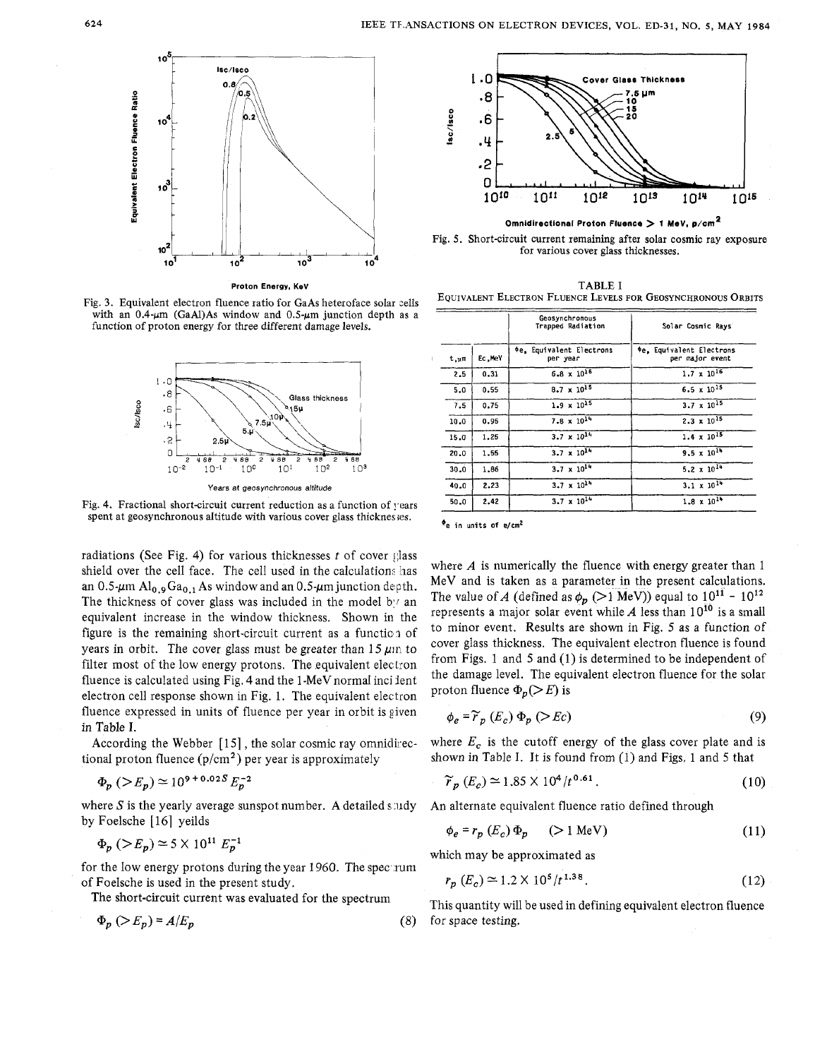Fig. 3. Equivalent electron fluence ratio for GaAs heteroface solar cells with an 0.4-μm (GaAl)As window and 0.5-μm junction depth as a function of proton energy for three different damage levels.

Fig. 4. Fractional short-circuit current reduction as a function of years spent at geosynchronous altitude with various cover glass thicknesses.

Fig. 5. Short-circuit current remaining after solar cosmic ray exposure for various cover glass thicknesses.

TABLE I
EQUIVALENT ELECTRON FLUENCE LEVELS FOR GEOSYNCHRONOUS ORBITS

| | | Geosynchronous Trapped Radiation | Solar Cosmic Rays |
|---|---|---|---|
| t, μm | Ec, MeV | $\phi_e$, Equivalent Electrons per year | $\phi_e$, Equivalent Electrons per major event |
| 2.5 | 0.31 | $6.8 \times 10^{16}$ | $1.7 \times 10^{16}$ |
| 5.0 | 0.55 | $8.7 \times 10^{15}$ | $6.5 \times 10^{15}$ |
| 7.5 | 0.75 | $1.9 \times 10^{15}$ | $3.7 \times 10^{15}$ |
| 10.0 | 0.95 | $7.8 \times 10^{14}$ | $2.3 \times 10^{15}$ |
| 15.0 | 1.25 | $3.7 \times 10^{14}$ | $1.4 \times 10^{15}$ |
| 20.0 | 1.55 | $3.7 \times 10^{14}$ | $9.5 \times 10^{14}$ |
| 30.0 | 1.86 | $3.7 \times 10^{14}$ | $5.2 \times 10^{14}$ |
| 40.0 | 2.23 | $3.7 \times 10^{14}$ | $3.1 \times 10^{14}$ |
| 50.0 | 2.42 | $3.7 \times 10^{14}$ | $1.8 \times 10^{14}$ |

$\phi_e$ in units of e/cm²

radiations (See Fig. 4) for various thicknesses $t$ of cover glass shield over the cell face. The cell used in the calculations has an 0.5-μm $Al_{0.9}Ga_{0.1}As$ window and an 0.5-μm junction depth. The thickness of cover glass was included in the model by an equivalent increase in the window thickness. Shown in the figure is the remaining short-circuit current as a function of years in orbit. The cover glass must be greater than 15 μm to filter most of the low energy protons. The equivalent electron fluence is calculated using Fig. 4 and the 1-MeV normal incident electron cell response shown in Fig. 1. The equivalent electron fluence expressed in units of fluence per year in orbit is given in Table I.

According the Webber [15], the solar cosmic ray omnidirectional proton fluence (p/cm²) per year is approximately

$$\Phi_p\,(>E_p) \simeq 10^{9+0.02S}\,E_p^{-2}$$

where $S$ is the yearly average sunspot number. A detailed study by Foelsche [16] yeilds

$$\Phi_p\,(>E_p) \simeq 5 \times 10^{11}\,E_p^{-1}$$

for the low energy protons during the year 1960. The spectrum of Foelsche is used in the present study.

The short-circuit current was evaluated for the spectrum

$$\Phi_p\,(>E_p) = A/E_p \tag{8}$$

where $A$ is numerically the fluence with energy greater than 1 MeV and is taken as a parameter in the present calculations. The value of $A$ (defined as $\phi_p$ (>1 MeV)) equal to $10^{11}$ - $10^{12}$ represents a major solar event while $A$ less than $10^{10}$ is a small to minor event. Results are shown in Fig. 5 as a function of cover glass thickness. The equivalent electron fluence is found from Figs. 1 and 5 and (1) is determined to be independent of the damage level. The equivalent electron fluence for the solar proton fluence $\Phi_p(>E)$ is

$$\phi_e = \tilde{r}_p\,(E_c)\,\Phi_p\,(>Ec) \tag{9}$$

where $E_c$ is the cutoff energy of the glass cover plate and is shown in Table I. It is found from (1) and Figs. 1 and 5 that

$$\tilde{r}_p\,(E_c) \simeq 1.85 \times 10^4/t^{0.61}. \tag{10}$$

An alternate equivalent fluence ratio defined through

$$\phi_e = r_p\,(E_c)\,\Phi_p \quad (>1\text{ MeV}) \tag{11}$$

which may be approximated as

$$r_p\,(E_c) \simeq 1.2 \times 10^5/t^{1.38}. \tag{12}$$

This quantity will be used in defining equivalent electron fluence for space testing.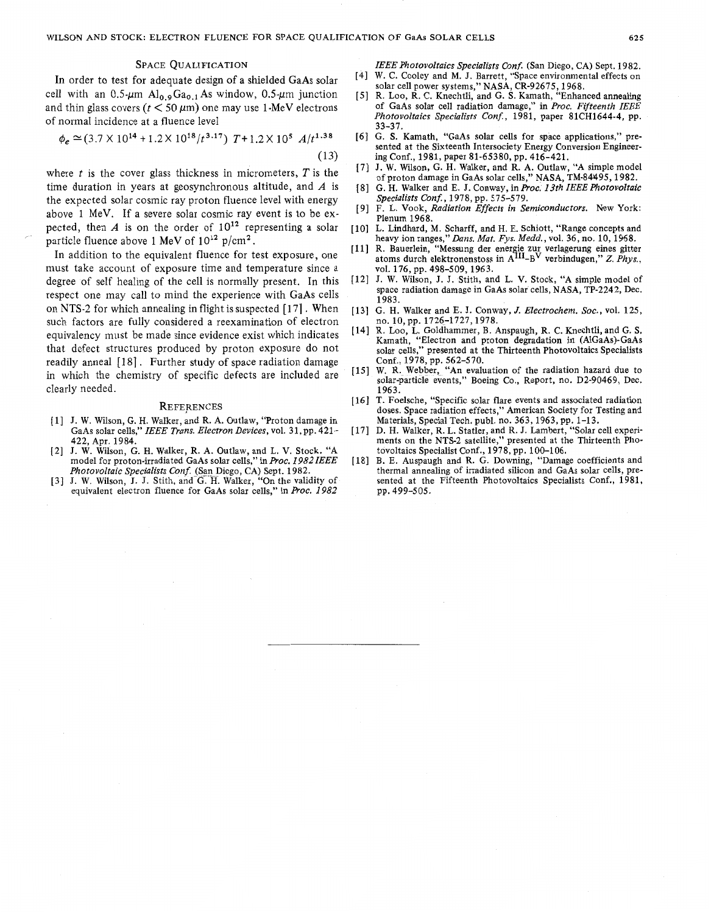## Space Qualification

In order to test for adequate design of a shielded GaAs solar cell with an 0.5-μm $Al_{0.9}Ga_{0.1}As$ window, 0.5-μm junction and thin glass covers ($t < 50$ μm) one may use 1-MeV electrons of normal incidence at a fluence level

$$\phi_e \simeq (3.7 \times 10^{14} + 1.2 \times 10^{18}/t^{3.17})\ T + 1.2 \times 10^5\ A/t^{1.38} \tag{13}$$

where $t$ is the cover glass thickness in micrometers, $T$ is the time duration in years at geosynchronous altitude, and $A$ is the expected solar cosmic ray proton fluence level with energy above 1 MeV. If a severe solar cosmic ray event is to be expected, then $A$ is on the order of $10^{12}$ representing a solar particle fluence above 1 MeV of $10^{12}$ p/cm$^2$.

In addition to the equivalent fluence for test exposure, one must take account of exposure time and temperature since a degree of self healing of the cell is normally present. In this respect one may call to mind the experience with GaAs cells on NTS-2 for which annealing in flight is suspected [17]. When such factors are fully considered a reexamination of electron equivalency must be made since evidence exist which indicates that defect structures produced by proton exposure do not readily anneal [18]. Further study of space radiation damage in which the chemistry of specific defects are included are clearly needed.

## References

[1] J. W. Wilson, G. H. Walker, and R. A. Outlaw, "Proton damage in GaAs solar cells," *IEEE Trans. Electron Devices*, vol. 31, pp. 421–422, Apr. 1984.

[2] J. W. Wilson, G. H. Walker, R. A. Outlaw, and L. V. Stock, "A model for proton-irradiated GaAs solar cells," in *Proc. 1982 IEEE Photovoltaic Specialists Conf.* (San Diego, CA) Sept. 1982.

[3] J. W. Wilson, J. J. Stith, and G. H. Walker, "On the validity of equivalent electron fluence for GaAs solar cells," in *Proc. 1982 IEEE Photovoltaics Specialists Conf.* (San Diego, CA) Sept. 1982.

[4] W. C. Cooley and M. J. Barrett, "Space environmental effects on solar cell power systems," NASA, CR-92675, 1968.

[5] R. Loo, R. C. Knechtli, and G. S. Kamath, "Enhanced annealing of GaAs solar cell radiation damage," in *Proc. Fifteenth IEEE Photovoltaics Specialists Conf.*, 1981, paper 81CH1644-4, pp. 33–37.

[6] G. S. Kamath, "GaAs solar cells for space applications," presented at the Sixteenth Intersociety Energy Conversion Engineering Conf., 1981, paper 81-65380, pp. 416–421.

[7] J. W. Wilson, G. H. Walker, and R. A. Outlaw, "A simple model of proton damage in GaAs solar cells," NASA, TM-84495, 1982.

[8] G. H. Walker and E. J. Conway, in *Proc. 13th IEEE Photovoltaic Specialists Conf.*, 1978, pp. 575–579.

[9] F. L. Vook, *Radiation Effects in Semiconductors*. New York: Plenum 1968.

[10] L. Lindhard, M. Scharff, and H. E. Schiott, "Range concepts and heavy ion ranges," *Dans. Mat. Fys. Medd.*, vol. 36, no. 10, 1968.

[11] R. Bauerlein, "Messung der energie zur verlagerung eines gitter atoms durch elektronenstoss in $A^{III}$–$B^{V}$ verbindugen," *Z. Phys.*, vol. 176, pp. 498–509, 1963.

[12] J. W. Wilson, J. J. Stith, and L. V. Stock, "A simple model of space radiation damage in GaAs solar cells, NASA, TP-2242, Dec. 1983.

[13] G. H. Walker and E. J. Conway, *J. Electrochem. Soc.*, vol. 125, no. 10, pp. 1726–1727, 1978.

[14] R. Loo, L. Goldhammer, B. Anspaugh, R. C. Knechtli, and G. S. Kamath, "Electron and proton degradation in (AlGaAs)-GaAs solar cells," presented at the Thirteenth Photovoltaics Specialists Conf., 1978, pp. 562–570.

[15] W. R. Webber, "An evaluation of the radiation hazard due to solar-particle events," Boeing Co., Report, no. D2-90469, Dec. 1963.

[16] T. Foelsche, "Specific solar flare events and associated radiation doses. Space radiation effects," American Society for Testing and Materials, Special Tech. publ. no. 363, 1963, pp. 1–13.

[17] D. H. Walker, R. L. Statler, and R. J. Lambert, "Solar cell experiments on the NTS-2 satellite," presented at the Thirteenth Photovoltaics Specialist Conf., 1978, pp. 100–106.

[18] B. E. Auspaugh and R. G. Downing, "Damage coefficients and thermal annealing of irradiated silicon and GaAs solar cells, presented at the Fifteenth Photovoltaics Specialists Conf., 1981, pp. 499–505.